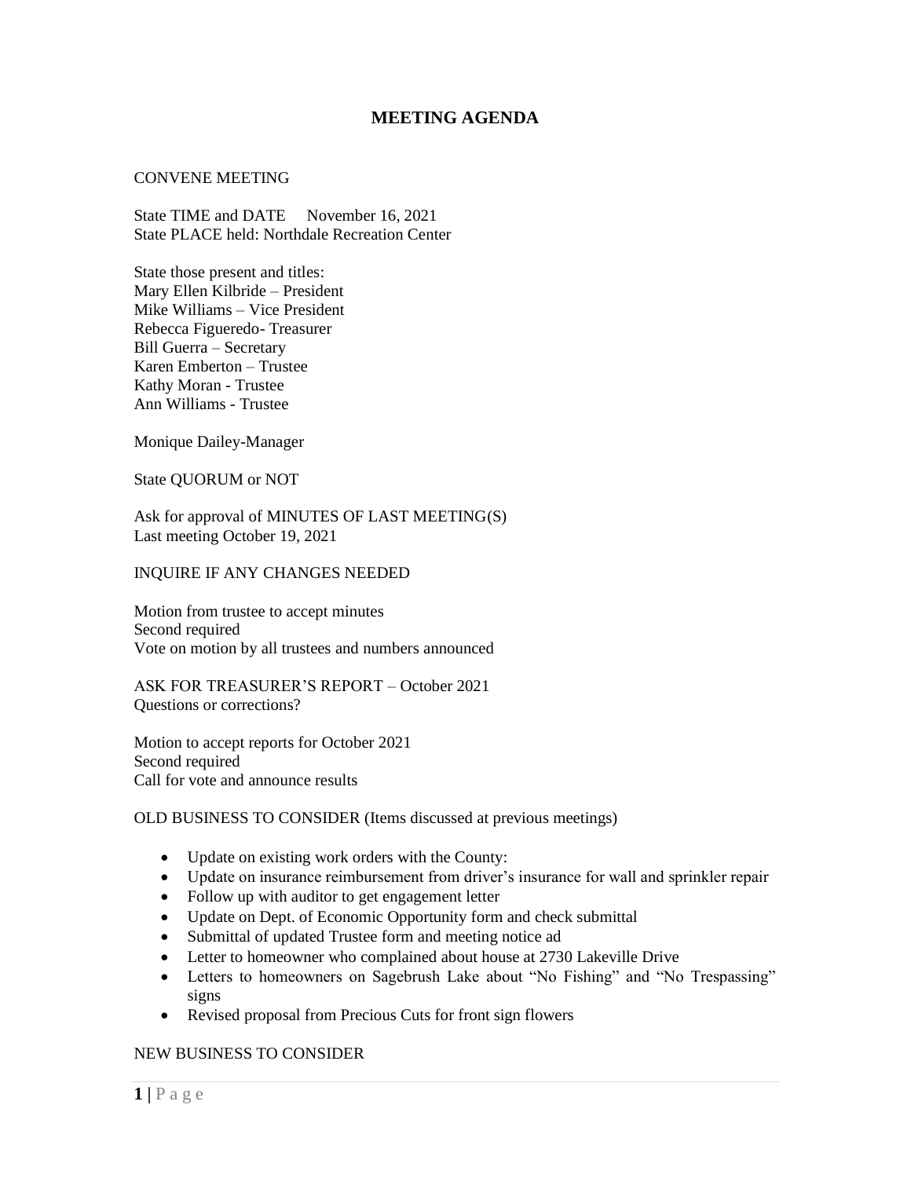# MEETING AGENDA

CONVENE MEETING

State TIME and DATE     November 16, 2021
State PLACE held: Northdale Recreation Center

State those present and titles:
Mary Ellen Kilbride – President
Mike Williams – Vice President
Rebecca Figueredo- Treasurer
Bill Guerra – Secretary
Karen Emberton – Trustee
Kathy Moran - Trustee
Ann Williams - Trustee

Monique Dailey-Manager

State QUORUM or NOT

Ask for approval of MINUTES OF LAST MEETING(S)
Last meeting October 19, 2021

INQUIRE IF ANY CHANGES NEEDED

Motion from trustee to accept minutes
Second required
Vote on motion by all trustees and numbers announced

ASK FOR TREASURER'S REPORT – October 2021
Questions or corrections?

Motion to accept reports for October 2021
Second required
Call for vote and announce results

OLD BUSINESS TO CONSIDER (Items discussed at previous meetings)

- Update on existing work orders with the County:
- Update on insurance reimbursement from driver's insurance for wall and sprinkler repair
- Follow up with auditor to get engagement letter
- Update on Dept. of Economic Opportunity form and check submittal
- Submittal of updated Trustee form and meeting notice ad
- Letter to homeowner who complained about house at 2730 Lakeville Drive
- Letters to homeowners on Sagebrush Lake about "No Fishing" and "No Trespassing" signs
- Revised proposal from Precious Cuts for front sign flowers

NEW BUSINESS TO CONSIDER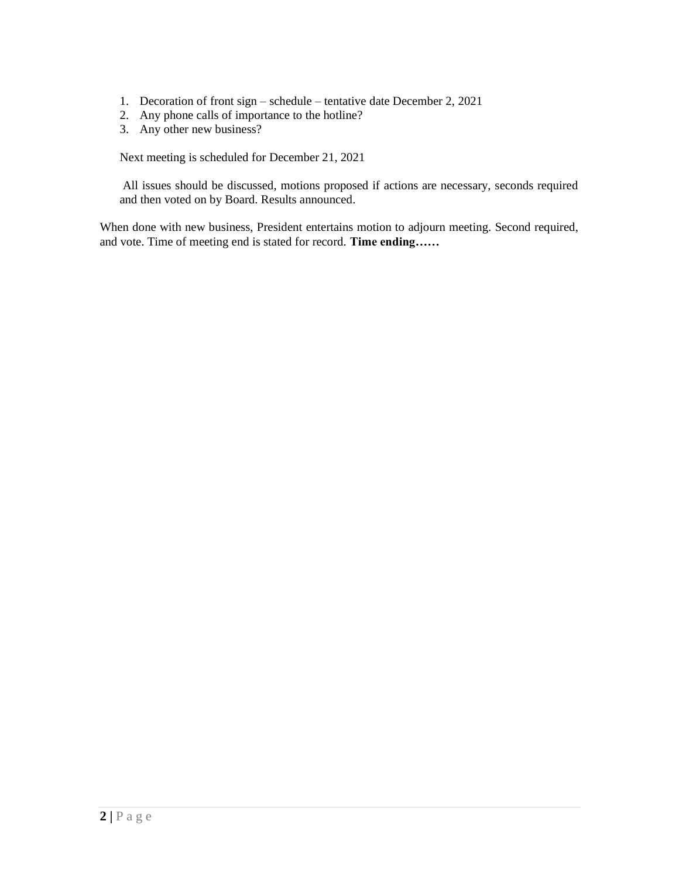1. Decoration of front sign – schedule – tentative date December 2, 2021
2. Any phone calls of importance to the hotline?
3. Any other new business?

Next meeting is scheduled for December 21, 2021

All issues should be discussed, motions proposed if actions are necessary, seconds required and then voted on by Board. Results announced.

When done with new business, President entertains motion to adjourn meeting. Second required, and vote. Time of meeting end is stated for record. **Time ending……**